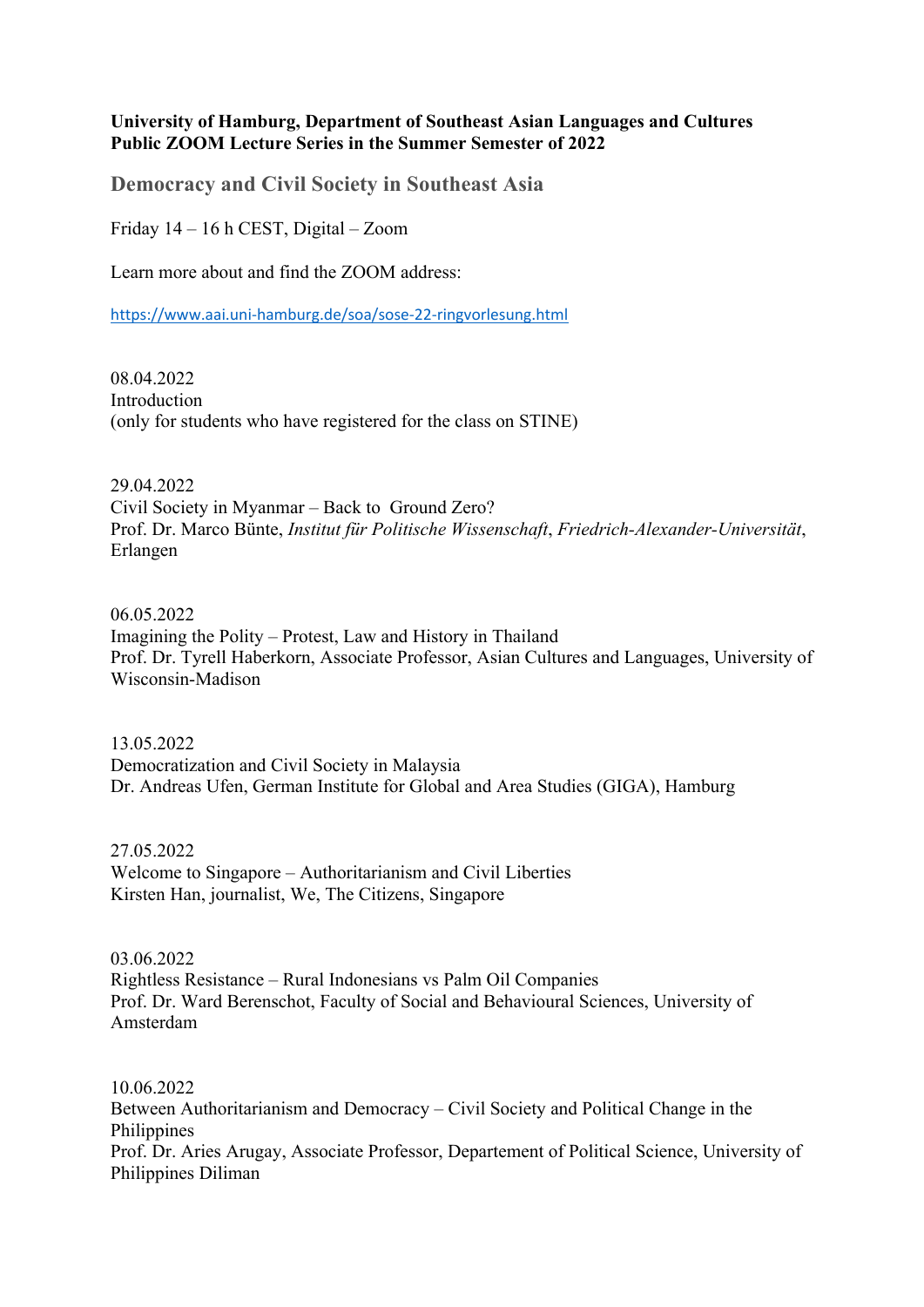**University of Hamburg, Department of Southeast Asian Languages and Cultures**
**Public ZOOM Lecture Series in the Summer Semester of 2022**

## Democracy and Civil Society in Southeast Asia

Friday 14 – 16 h CEST, Digital – Zoom

Learn more about and find the ZOOM address:

https://www.aai.uni-hamburg.de/soa/sose-22-ringvorlesung.html

08.04.2022
Introduction
(only for students who have registered for the class on STINE)

29.04.2022
Civil Society in Myanmar – Back to Ground Zero?
Prof. Dr. Marco Bünte, *Institut für Politische Wissenschaft*, *Friedrich-Alexander-Universität*, Erlangen

06.05.2022
Imagining the Polity – Protest, Law and History in Thailand
Prof. Dr. Tyrell Haberkorn, Associate Professor, Asian Cultures and Languages, University of Wisconsin-Madison

13.05.2022
Democratization and Civil Society in Malaysia
Dr. Andreas Ufen, German Institute for Global and Area Studies (GIGA), Hamburg

27.05.2022
Welcome to Singapore – Authoritarianism and Civil Liberties
Kirsten Han, journalist, We, The Citizens, Singapore

03.06.2022
Rightless Resistance – Rural Indonesians vs Palm Oil Companies
Prof. Dr. Ward Berenschot, Faculty of Social and Behavioural Sciences, University of Amsterdam

10.06.2022
Between Authoritarianism and Democracy – Civil Society and Political Change in the Philippines
Prof. Dr. Aries Arugay, Associate Professor, Departement of Political Science, University of Philippines Diliman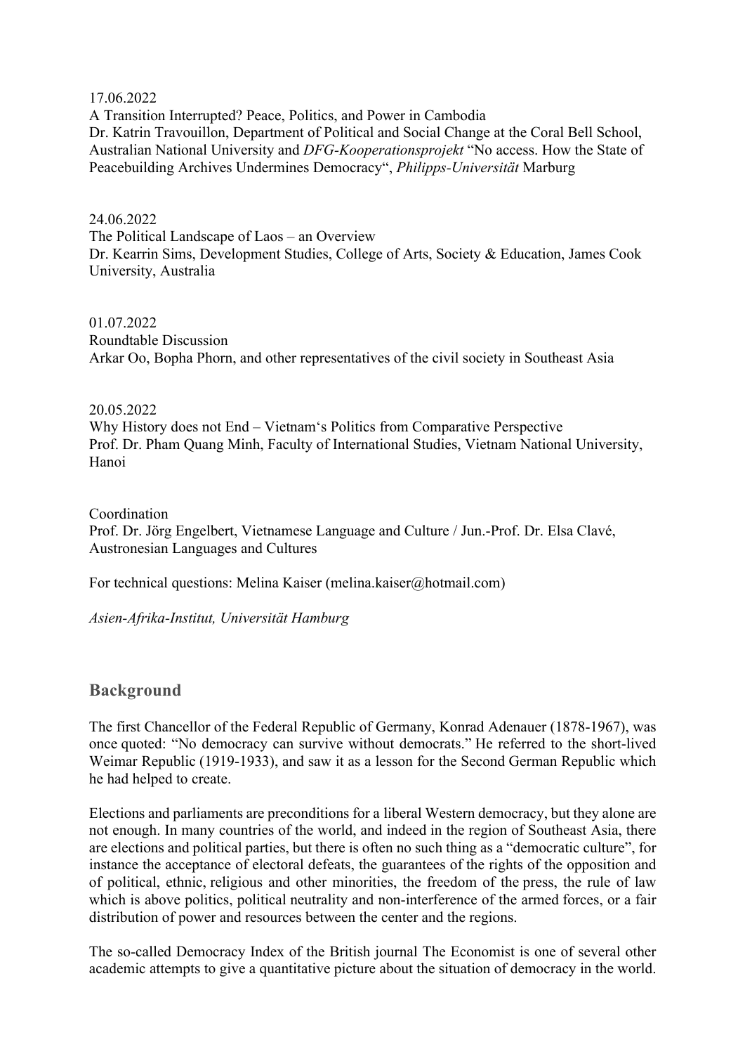17.06.2022
A Transition Interrupted? Peace, Politics, and Power in Cambodia
Dr. Katrin Travouillon, Department of Political and Social Change at the Coral Bell School, Australian National University and *DFG-Kooperationsprojekt* "No access. How the State of Peacebuilding Archives Undermines Democracy", *Philipps-Universität* Marburg

24.06.2022
The Political Landscape of Laos – an Overview
Dr. Kearrin Sims, Development Studies, College of Arts, Society & Education, James Cook University, Australia

01.07.2022
Roundtable Discussion
Arkar Oo, Bopha Phorn, and other representatives of the civil society in Southeast Asia

20.05.2022
Why History does not End – Vietnam's Politics from Comparative Perspective
Prof. Dr. Pham Quang Minh, Faculty of International Studies, Vietnam National University, Hanoi

Coordination
Prof. Dr. Jörg Engelbert, Vietnamese Language and Culture / Jun.-Prof. Dr. Elsa Clavé, Austronesian Languages and Cultures

For technical questions: Melina Kaiser (melina.kaiser@hotmail.com)

*Asien-Afrika-Institut, Universität Hamburg*

## Background

The first Chancellor of the Federal Republic of Germany, Konrad Adenauer (1878-1967), was once quoted: "No democracy can survive without democrats." He referred to the short-lived Weimar Republic (1919-1933), and saw it as a lesson for the Second German Republic which he had helped to create.

Elections and parliaments are preconditions for a liberal Western democracy, but they alone are not enough. In many countries of the world, and indeed in the region of Southeast Asia, there are elections and political parties, but there is often no such thing as a "democratic culture", for instance the acceptance of electoral defeats, the guarantees of the rights of the opposition and of political, ethnic, religious and other minorities, the freedom of the press, the rule of law which is above politics, political neutrality and non-interference of the armed forces, or a fair distribution of power and resources between the center and the regions.

The so-called Democracy Index of the British journal The Economist is one of several other academic attempts to give a quantitative picture about the situation of democracy in the world.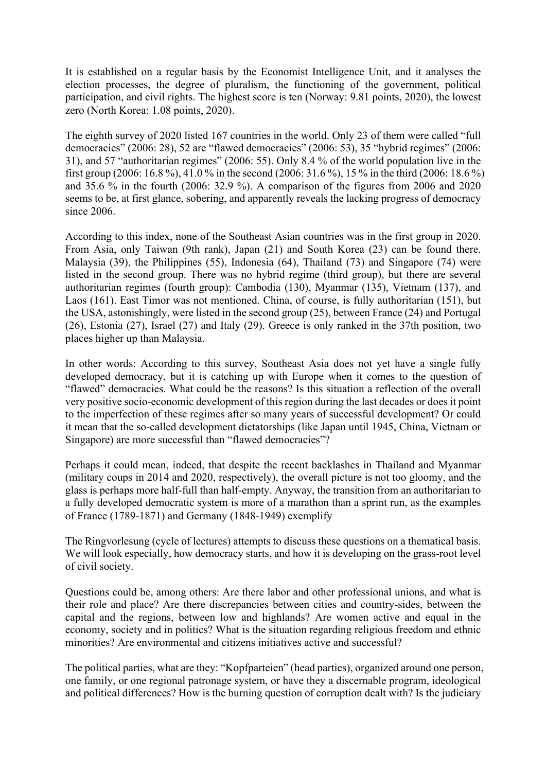It is established on a regular basis by the Economist Intelligence Unit, and it analyses the election processes, the degree of pluralism, the functioning of the government, political participation, and civil rights. The highest score is ten (Norway: 9.81 points, 2020), the lowest zero (North Korea: 1.08 points, 2020).

The eighth survey of 2020 listed 167 countries in the world. Only 23 of them were called "full democracies" (2006: 28), 52 are "flawed democracies" (2006: 53), 35 "hybrid regimes" (2006: 31), and 57 "authoritarian regimes" (2006: 55). Only 8.4 % of the world population live in the first group (2006: 16.8 %), 41.0 % in the second (2006: 31.6 %), 15 % in the third (2006: 18.6 %) and 35.6 % in the fourth (2006: 32.9 %). A comparison of the figures from 2006 and 2020 seems to be, at first glance, sobering, and apparently reveals the lacking progress of democracy since 2006.

According to this index, none of the Southeast Asian countries was in the first group in 2020. From Asia, only Taiwan (9th rank), Japan (21) and South Korea (23) can be found there. Malaysia (39), the Philippines (55), Indonesia (64), Thailand (73) and Singapore (74) were listed in the second group. There was no hybrid regime (third group), but there are several authoritarian regimes (fourth group): Cambodia (130), Myanmar (135), Vietnam (137), and Laos (161). East Timor was not mentioned. China, of course, is fully authoritarian (151), but the USA, astonishingly, were listed in the second group (25), between France (24) and Portugal (26), Estonia (27), Israel (27) and Italy (29). Greece is only ranked in the 37th position, two places higher up than Malaysia.

In other words: According to this survey, Southeast Asia does not yet have a single fully developed democracy, but it is catching up with Europe when it comes to the question of "flawed" democracies. What could be the reasons? Is this situation a reflection of the overall very positive socio-economic development of this region during the last decades or does it point to the imperfection of these regimes after so many years of successful development? Or could it mean that the so-called development dictatorships (like Japan until 1945, China, Vietnam or Singapore) are more successful than "flawed democracies"?

Perhaps it could mean, indeed, that despite the recent backlashes in Thailand and Myanmar (military coups in 2014 and 2020, respectively), the overall picture is not too gloomy, and the glass is perhaps more half-full than half-empty. Anyway, the transition from an authoritarian to a fully developed democratic system is more of a marathon than a sprint run, as the examples of France (1789-1871) and Germany (1848-1949) exemplify

The Ringvorlesung (cycle of lectures) attempts to discuss these questions on a thematical basis. We will look especially, how democracy starts, and how it is developing on the grass-root level of civil society.

Questions could be, among others: Are there labor and other professional unions, and what is their role and place? Are there discrepancies between cities and country-sides, between the capital and the regions, between low and highlands? Are women active and equal in the economy, society and in politics? What is the situation regarding religious freedom and ethnic minorities? Are environmental and citizens initiatives active and successful?

The political parties, what are they: "Kopfparteien" (head parties), organized around one person, one family, or one regional patronage system, or have they a discernable program, ideological and political differences? How is the burning question of corruption dealt with? Is the judiciary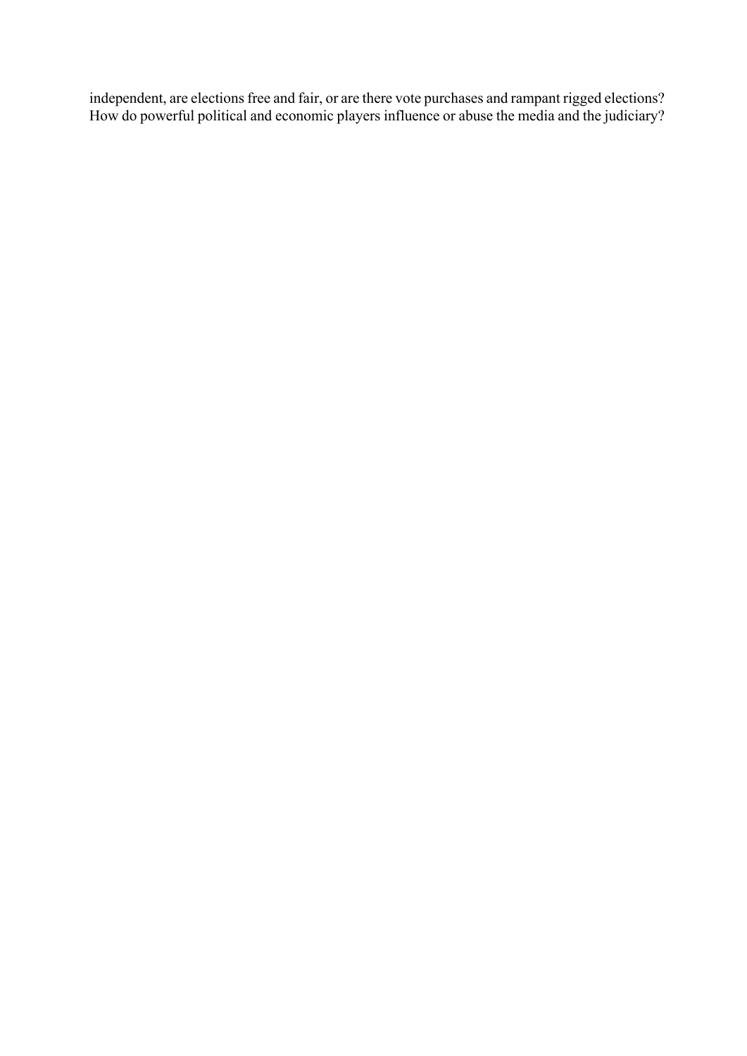independent, are elections free and fair, or are there vote purchases and rampant rigged elections? How do powerful political and economic players influence or abuse the media and the judiciary?